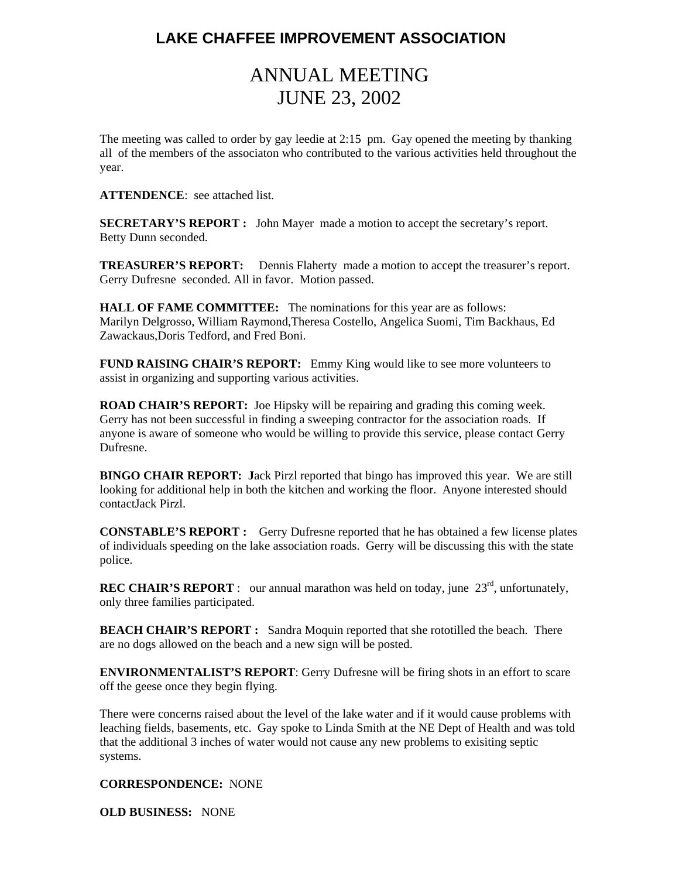# LAKE CHAFFEE IMPROVEMENT ASSOCIATION

## ANNUAL MEETING
## JUNE 23, 2002

The meeting was called to order by gay leedie at 2:15 pm. Gay opened the meeting by thanking all of the members of the associaton who contributed to the various activities held throughout the year.

**ATTENDENCE**: see attached list.

**SECRETARY'S REPORT :** John Mayer made a motion to accept the secretary's report. Betty Dunn seconded.

**TREASURER'S REPORT:** Dennis Flaherty made a motion to accept the treasurer's report. Gerry Dufresne seconded. All in favor. Motion passed.

**HALL OF FAME COMMITTEE:** The nominations for this year are as follows: Marilyn Delgrosso, William Raymond,Theresa Costello, Angelica Suomi, Tim Backhaus, Ed Zawackaus,Doris Tedford, and Fred Boni.

**FUND RAISING CHAIR'S REPORT:** Emmy King would like to see more volunteers to assist in organizing and supporting various activities.

**ROAD CHAIR'S REPORT:** Joe Hipsky will be repairing and grading this coming week. Gerry has not been successful in finding a sweeping contractor for the association roads. If anyone is aware of someone who would be willing to provide this service, please contact Gerry Dufresne.

**BINGO CHAIR REPORT: J**ack Pirzl reported that bingo has improved this year. We are still looking for additional help in both the kitchen and working the floor. Anyone interested should contactJack Pirzl.

**CONSTABLE'S REPORT :** Gerry Dufresne reported that he has obtained a few license plates of individuals speeding on the lake association roads. Gerry will be discussing this with the state police.

**REC CHAIR'S REPORT** : our annual marathon was held on today, june 23rd, unfortunately, only three families participated.

**BEACH CHAIR'S REPORT :** Sandra Moquin reported that she rototilled the beach. There are no dogs allowed on the beach and a new sign will be posted.

**ENVIRONMENTALIST'S REPORT**: Gerry Dufresne will be firing shots in an effort to scare off the geese once they begin flying.

There were concerns raised about the level of the lake water and if it would cause problems with leaching fields, basements, etc. Gay spoke to Linda Smith at the NE Dept of Health and was told that the additional 3 inches of water would not cause any new problems to exisiting septic systems.

**CORRESPONDENCE:** NONE

**OLD BUSINESS:** NONE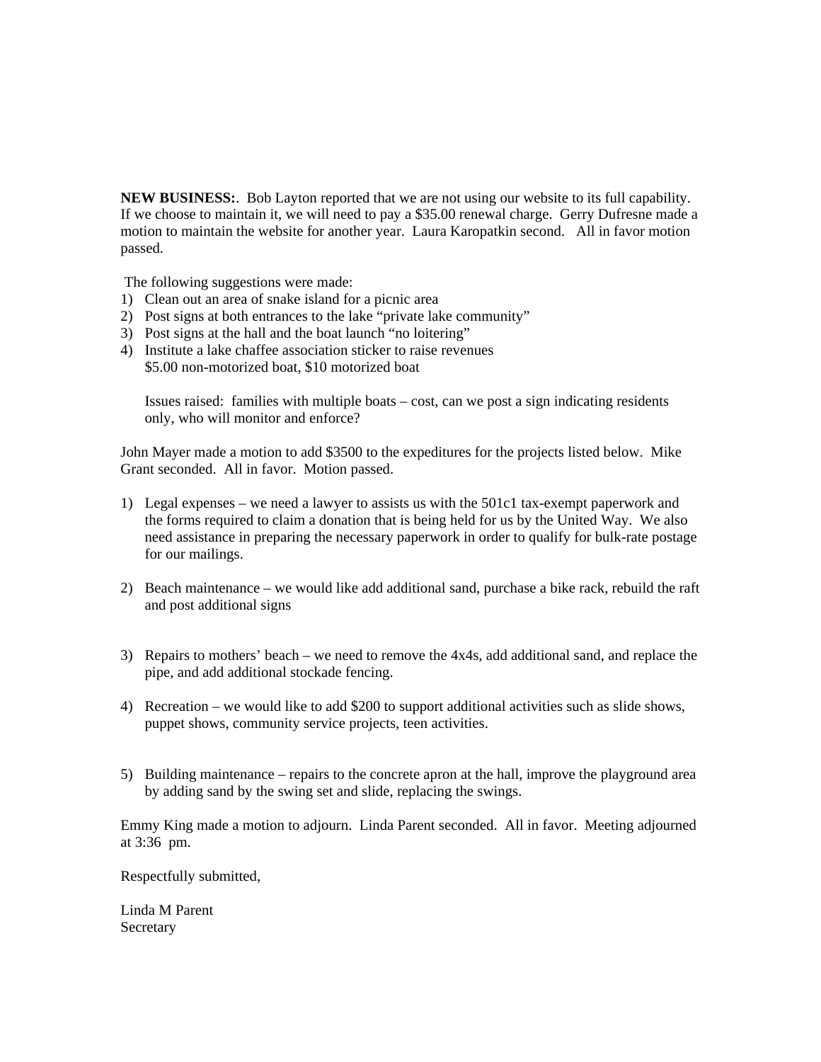**NEW BUSINESS:**. Bob Layton reported that we are not using our website to its full capability. If we choose to maintain it, we will need to pay a $35.00 renewal charge. Gerry Dufresne made a motion to maintain the website for another year. Laura Karopatkin second. All in favor motion passed.

The following suggestions were made:

1) Clean out an area of snake island for a picnic area
2) Post signs at both entrances to the lake "private lake community"
3) Post signs at the hall and the boat launch "no loitering"
4) Institute a lake chaffee association sticker to raise revenues
   $5.00 non-motorized boat, $10 motorized boat

   Issues raised: families with multiple boats – cost, can we post a sign indicating residents only, who will monitor and enforce?

John Mayer made a motion to add $3500 to the expeditures for the projects listed below. Mike Grant seconded. All in favor. Motion passed.

1) Legal expenses – we need a lawyer to assists us with the 501c1 tax-exempt paperwork and the forms required to claim a donation that is being held for us by the United Way. We also need assistance in preparing the necessary paperwork in order to qualify for bulk-rate postage for our mailings.

2) Beach maintenance – we would like add additional sand, purchase a bike rack, rebuild the raft and post additional signs

3) Repairs to mothers' beach – we need to remove the 4x4s, add additional sand, and replace the pipe, and add additional stockade fencing.

4) Recreation – we would like to add $200 to support additional activities such as slide shows, puppet shows, community service projects, teen activities.

5) Building maintenance – repairs to the concrete apron at the hall, improve the playground area by adding sand by the swing set and slide, replacing the swings.

Emmy King made a motion to adjourn. Linda Parent seconded. All in favor. Meeting adjourned at 3:36 pm.

Respectfully submitted,

Linda M Parent
Secretary